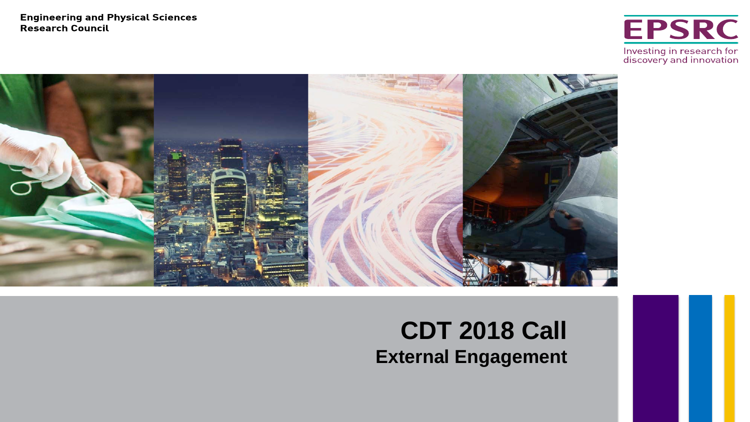Engineering and Physical Sciences Research Council

EPSRC

Investing in research for discovery and innovation

# CDT 2018 Call

## External Engagement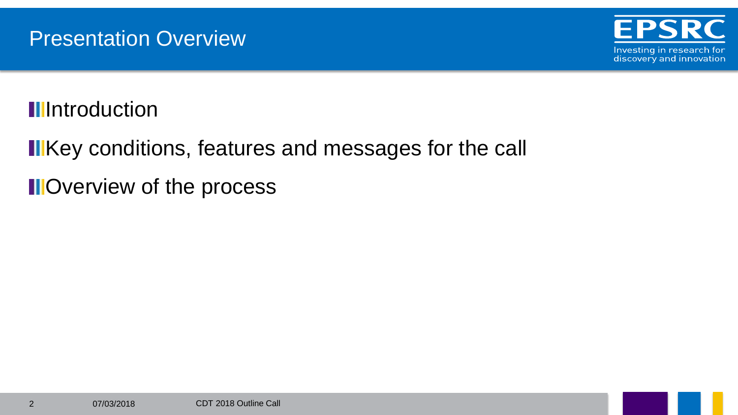# Presentation Overview

- Introduction
- Key conditions, features and messages for the call
- Overview of the process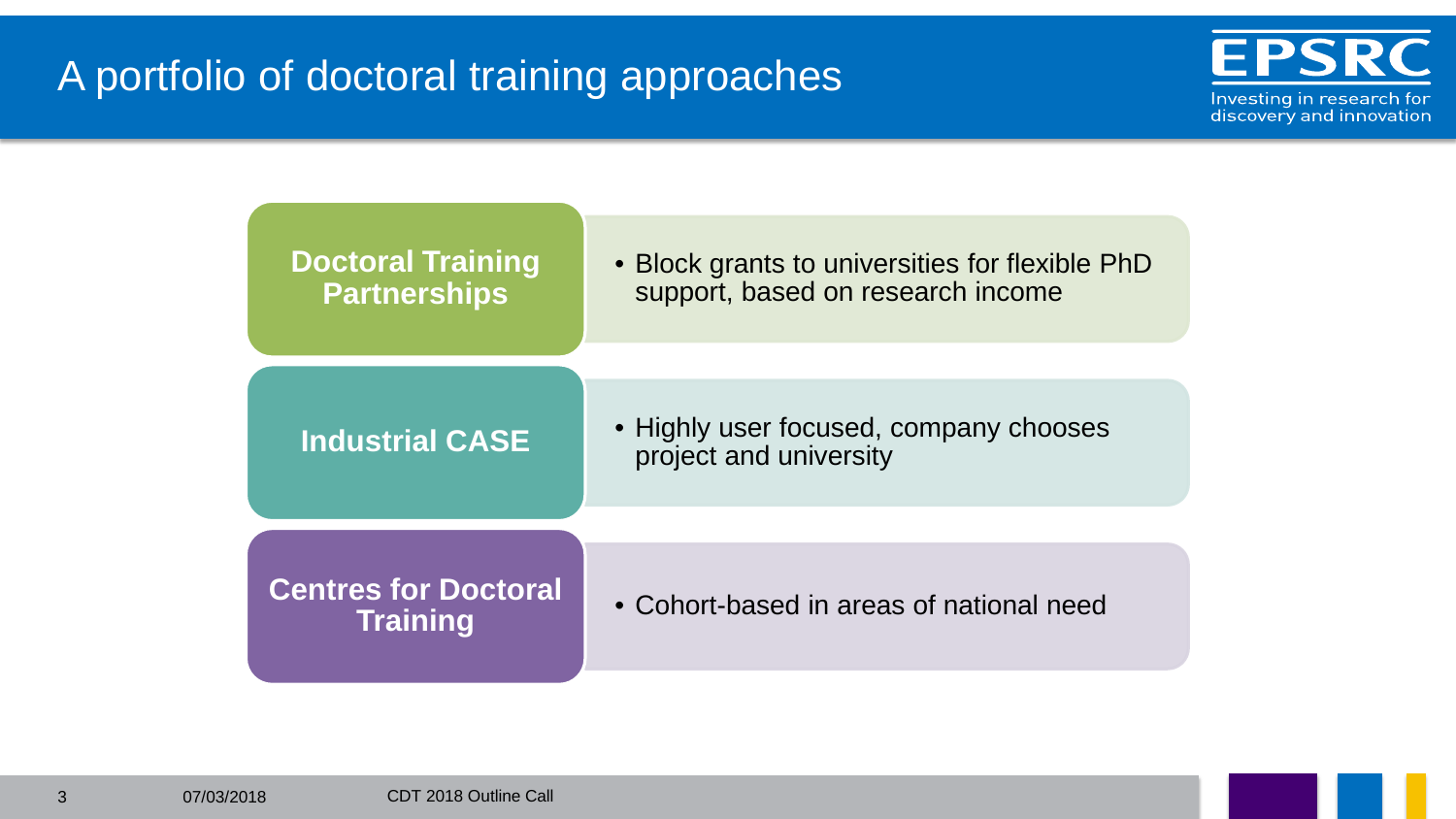# A portfolio of doctoral training approaches

**Doctoral Training Partnerships**

- Block grants to universities for flexible PhD support, based on research income

**Industrial CASE**

- Highly user focused, company chooses project and university

**Centres for Doctoral Training**

- Cohort-based in areas of national need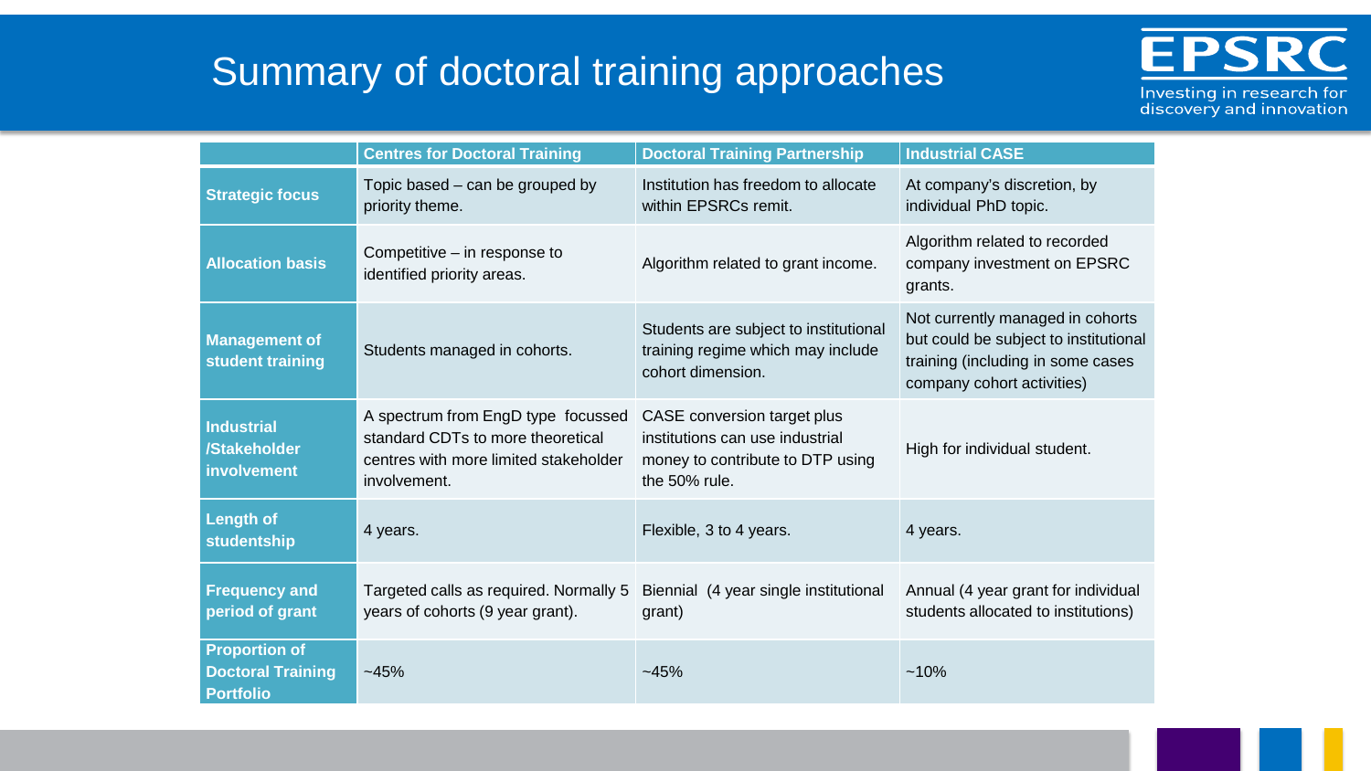# Summary of doctoral training approaches

| | Centres for Doctoral Training | Doctoral Training Partnership | Industrial CASE |
|---|---|---|---|
| **Strategic focus** | Topic based – can be grouped by priority theme. | Institution has freedom to allocate within EPSRCs remit. | At company's discretion, by individual PhD topic. |
| **Allocation basis** | Competitive – in response to identified priority areas. | Algorithm related to grant income. | Algorithm related to recorded company investment on EPSRC grants. |
| **Management of student training** | Students managed in cohorts. | Students are subject to institutional training regime which may include cohort dimension. | Not currently managed in cohorts but could be subject to institutional training (including in some cases company cohort activities) |
| **Industrial /Stakeholder involvement** | A spectrum from EngD type focussed standard CDTs to more theoretical centres with more limited stakeholder involvement. | CASE conversion target plus institutions can use industrial money to contribute to DTP using the 50% rule. | High for individual student. |
| **Length of studentship** | 4 years. | Flexible, 3 to 4 years. | 4 years. |
| **Frequency and period of grant** | Targeted calls as required. Normally 5 years of cohorts (9 year grant). | Biennial (4 year single institutional grant) | Annual (4 year grant for individual students allocated to institutions) |
| **Proportion of Doctoral Training Portfolio** | ~45% | ~45% | ~10% |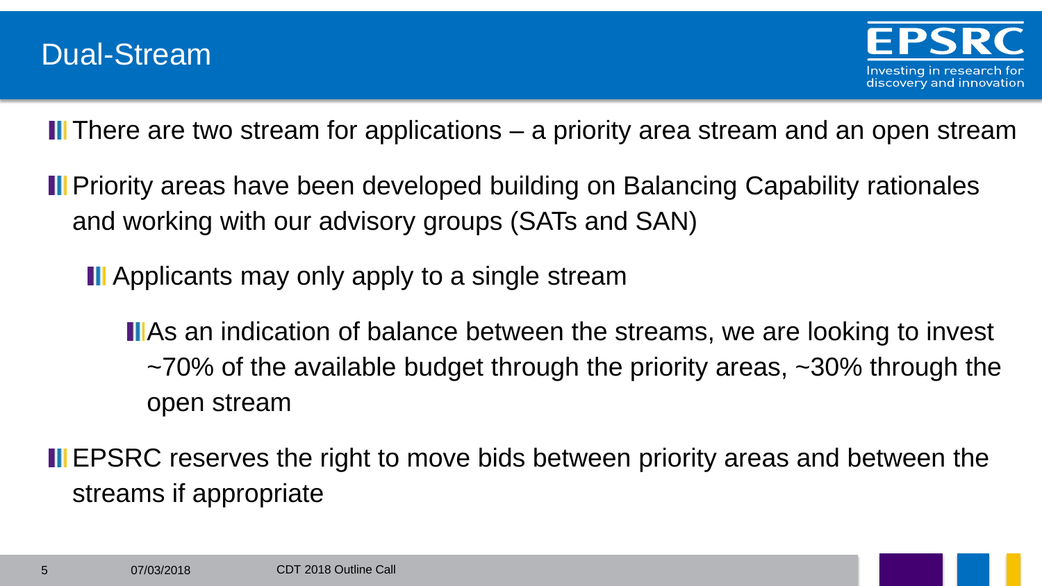# Dual-Stream

- There are two stream for applications – a priority area stream and an open stream
- Priority areas have been developed building on Balancing Capability rationales and working with our advisory groups (SATs and SAN)
  - Applicants may only apply to a single stream
    - As an indication of balance between the streams, we are looking to invest ~70% of the available budget through the priority areas, ~30% through the open stream
- EPSRC reserves the right to move bids between priority areas and between the streams if appropriate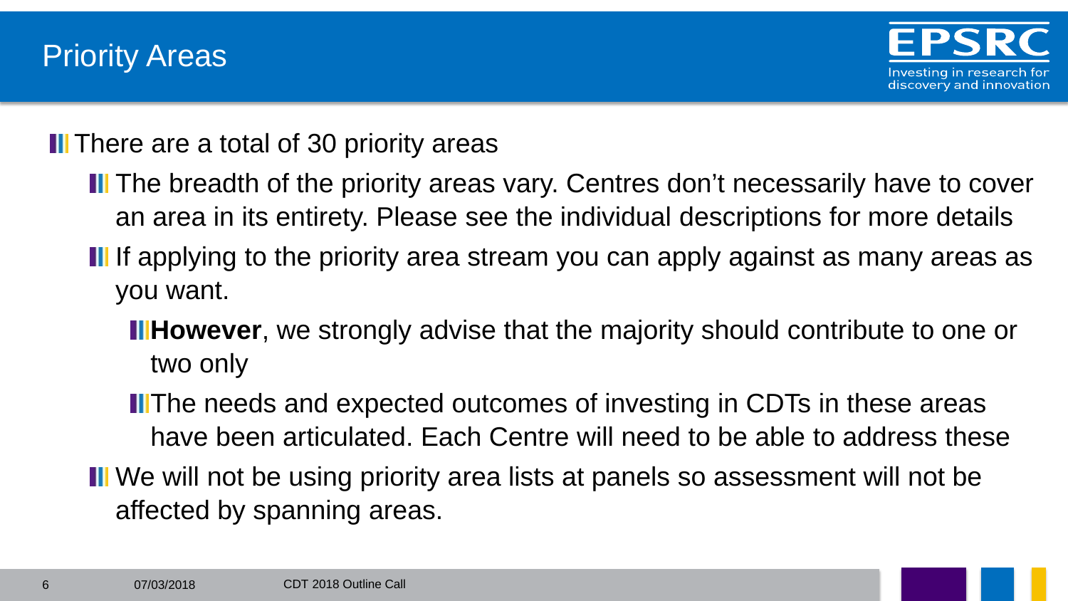# Priority Areas

- There are a total of 30 priority areas
  - The breadth of the priority areas vary. Centres don't necessarily have to cover an area in its entirety. Please see the individual descriptions for more details
  - If applying to the priority area stream you can apply against as many areas as you want.
    - **However**, we strongly advise that the majority should contribute to one or two only
    - The needs and expected outcomes of investing in CDTs in these areas have been articulated. Each Centre will need to be able to address these
  - We will not be using priority area lists at panels so assessment will not be affected by spanning areas.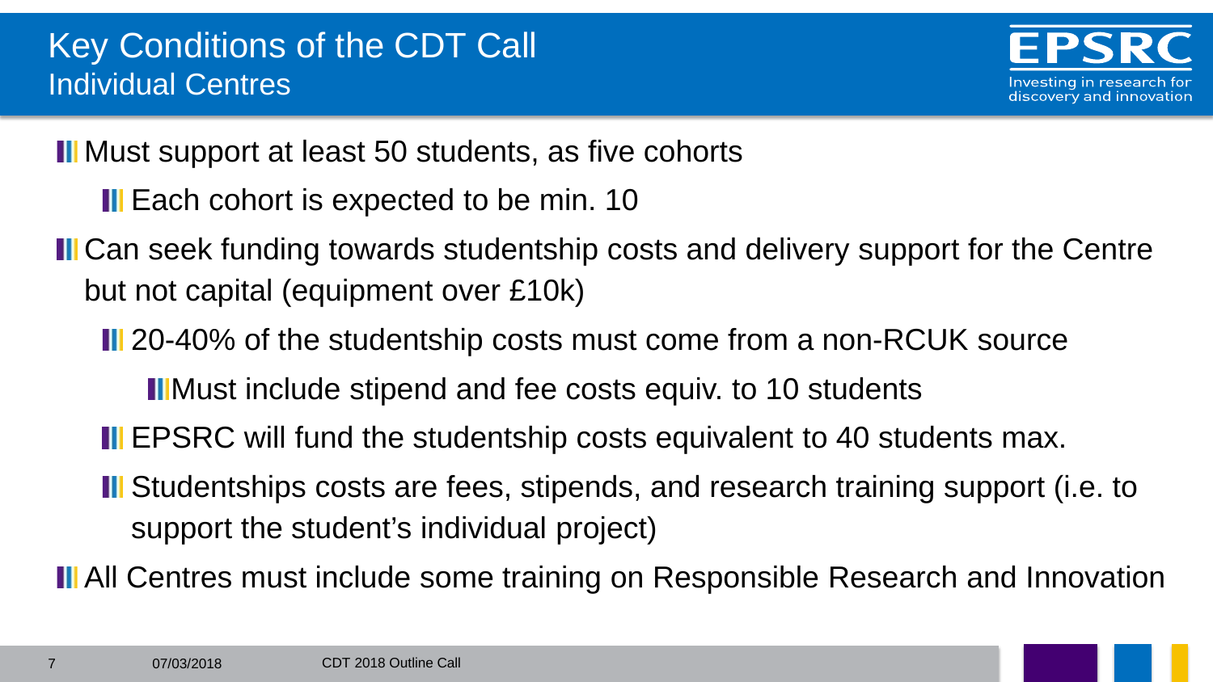# Key Conditions of the CDT Call
## Individual Centres

- Must support at least 50 students, as five cohorts
  - Each cohort is expected to be min. 10
- Can seek funding towards studentship costs and delivery support for the Centre but not capital (equipment over £10k)
  - 20-40% of the studentship costs must come from a non-RCUK source
    - Must include stipend and fee costs equiv. to 10 students
  - EPSRC will fund the studentship costs equivalent to 40 students max.
  - Studentships costs are fees, stipends, and research training support (i.e. to support the student's individual project)
- All Centres must include some training on Responsible Research and Innovation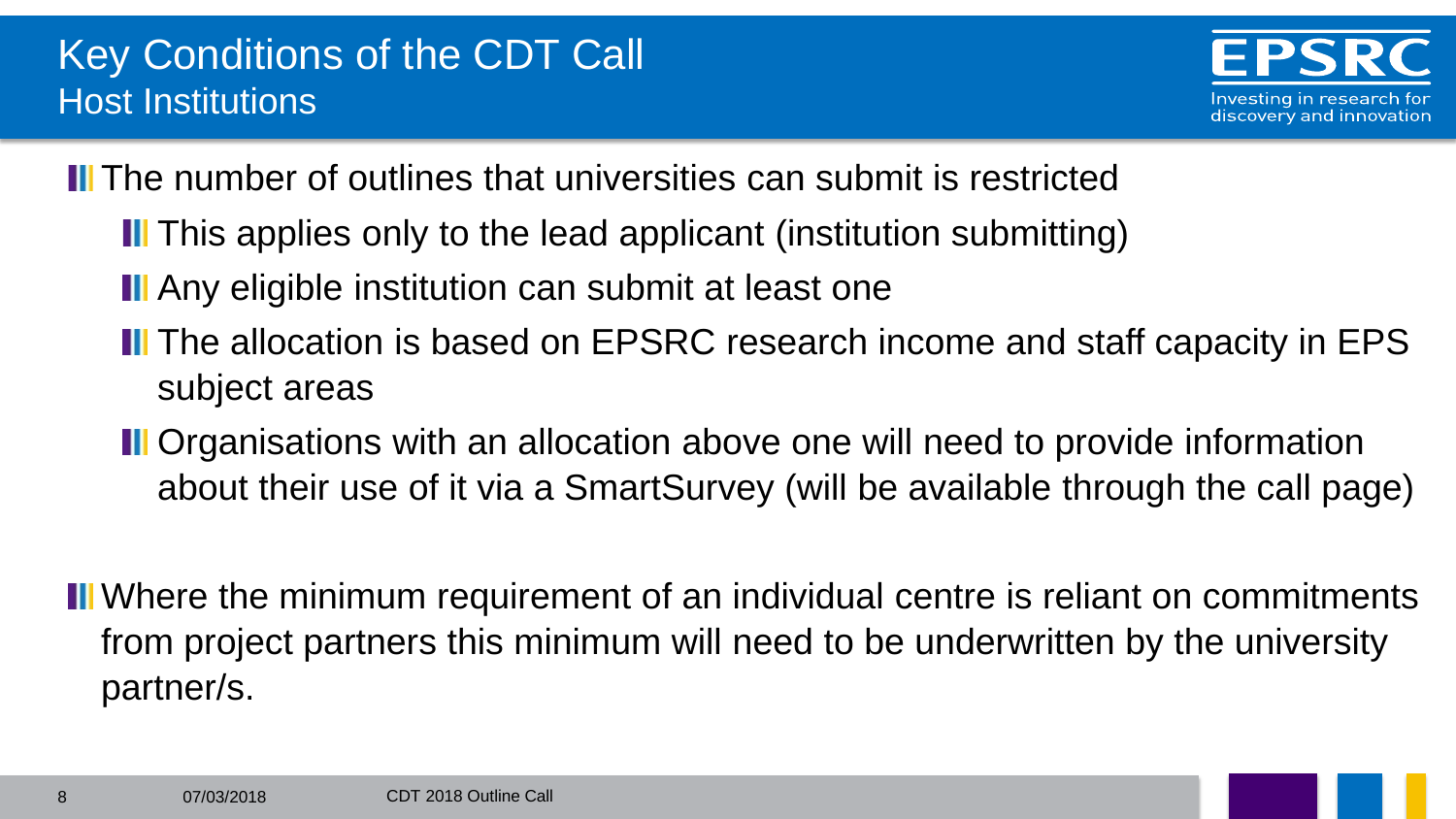# Key Conditions of the CDT Call

## Host Institutions

- The number of outlines that universities can submit is restricted
  - This applies only to the lead applicant (institution submitting)
  - Any eligible institution can submit at least one
  - The allocation is based on EPSRC research income and staff capacity in EPS subject areas
  - Organisations with an allocation above one will need to provide information about their use of it via a SmartSurvey (will be available through the call page)

- Where the minimum requirement of an individual centre is reliant on commitments from project partners this minimum will need to be underwritten by the university partner/s.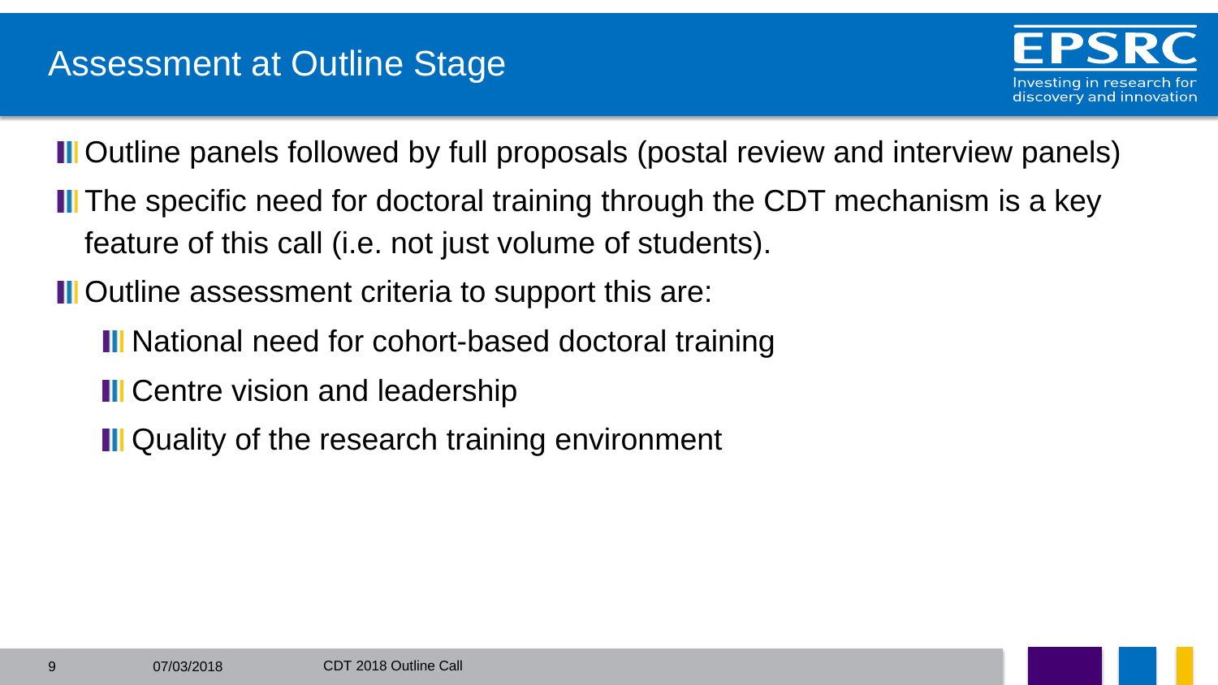# Assessment at Outline Stage

- Outline panels followed by full proposals (postal review and interview panels)
- The specific need for doctoral training through the CDT mechanism is a key feature of this call (i.e. not just volume of students).
- Outline assessment criteria to support this are:
  - National need for cohort-based doctoral training
  - Centre vision and leadership
  - Quality of the research training environment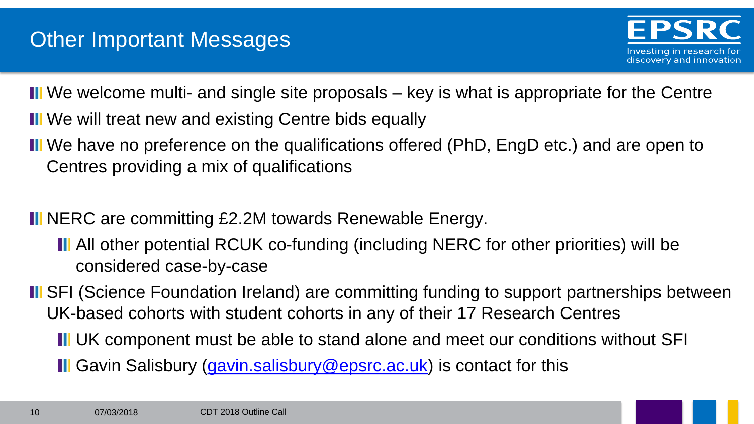# Other Important Messages

- We welcome multi- and single site proposals – key is what is appropriate for the Centre
- We will treat new and existing Centre bids equally
- We have no preference on the qualifications offered (PhD, EngD etc.) and are open to Centres providing a mix of qualifications

- NERC are committing £2.2M towards Renewable Energy.
  - All other potential RCUK co-funding (including NERC for other priorities) will be considered case-by-case
- SFI (Science Foundation Ireland) are committing funding to support partnerships between UK-based cohorts with student cohorts in any of their 17 Research Centres
  - UK component must be able to stand alone and meet our conditions without SFI
  - Gavin Salisbury (gavin.salisbury@epsrc.ac.uk) is contact for this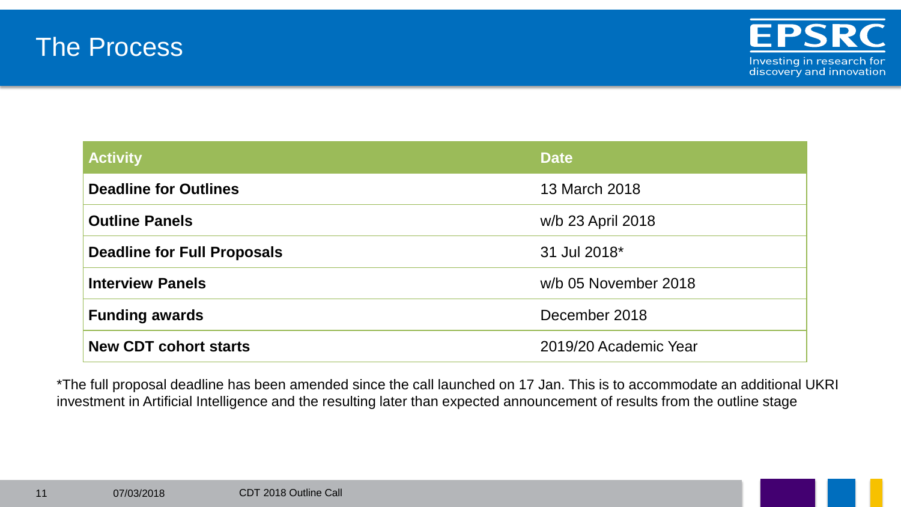# The Process

| Activity | Date |
| --- | --- |
| **Deadline for Outlines** | 13 March 2018 |
| **Outline Panels** | w/b 23 April 2018 |
| **Deadline for Full Proposals** | 31 Jul 2018* |
| **Interview Panels** | w/b 05 November 2018 |
| **Funding awards** | December 2018 |
| **New CDT cohort starts** | 2019/20 Academic Year |

*The full proposal deadline has been amended since the call launched on 17 Jan. This is to accommodate an additional UKRI investment in Artificial Intelligence and the resulting later than expected announcement of results from the outline stage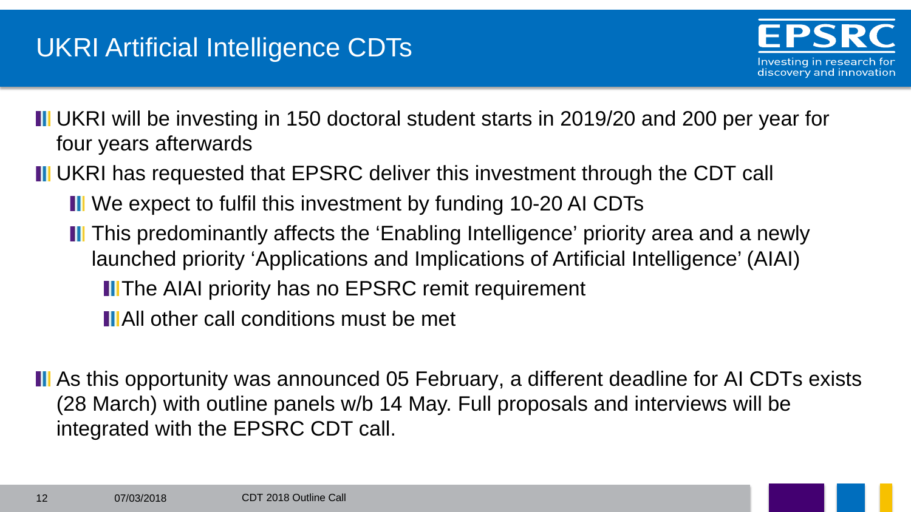# UKRI Artificial Intelligence CDTs

- UKRI will be investing in 150 doctoral student starts in 2019/20 and 200 per year for four years afterwards
- UKRI has requested that EPSRC deliver this investment through the CDT call
  - We expect to fulfil this investment by funding 10-20 AI CDTs
  - This predominantly affects the 'Enabling Intelligence' priority area and a newly launched priority 'Applications and Implications of Artificial Intelligence' (AIAI)
    - The AIAI priority has no EPSRC remit requirement
    - All other call conditions must be met

- As this opportunity was announced 05 February, a different deadline for AI CDTs exists (28 March) with outline panels w/b 14 May. Full proposals and interviews will be integrated with the EPSRC CDT call.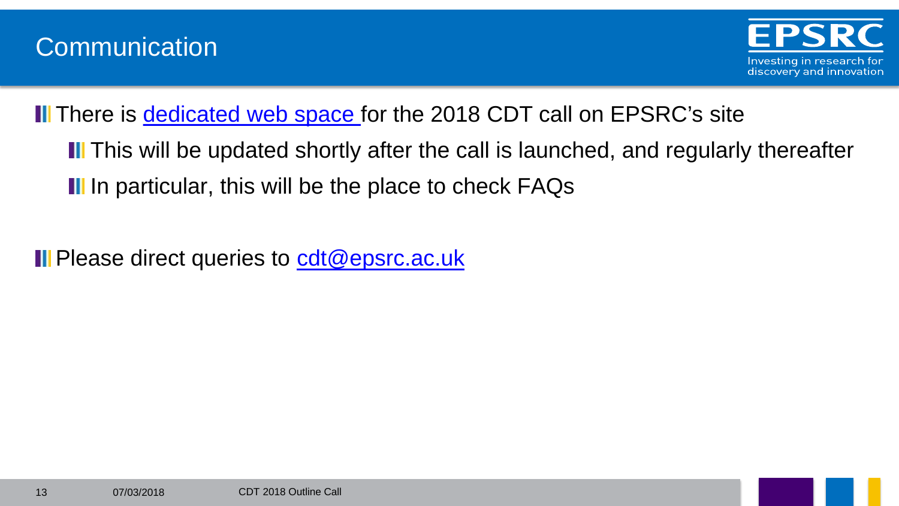# Communication

- There is dedicated web space for the 2018 CDT call on EPSRC's site
  - This will be updated shortly after the call is launched, and regularly thereafter
  - In particular, this will be the place to check FAQs
- Please direct queries to cdt@epsrc.ac.uk